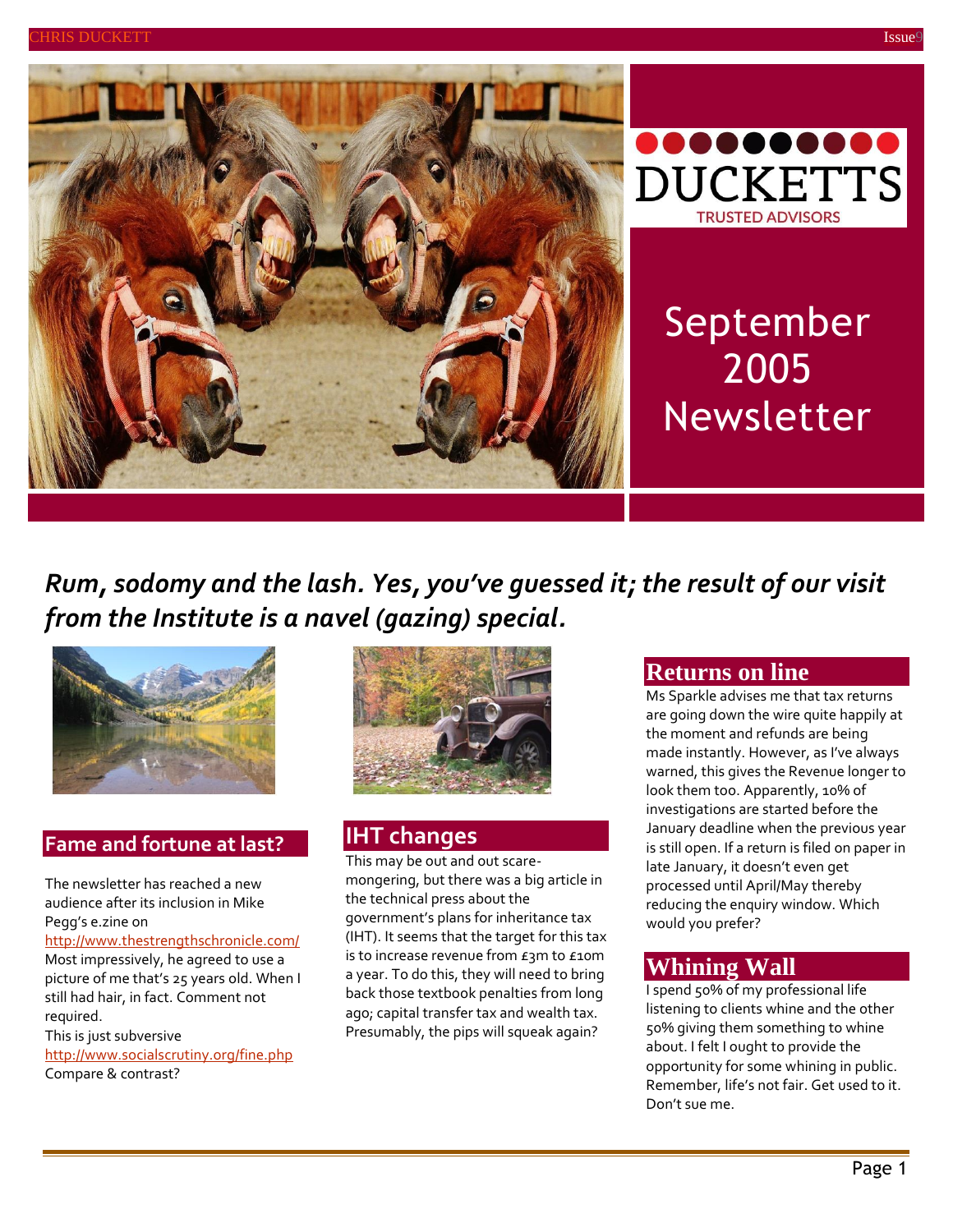DUCKETTS

TRUSTED ADVISORS

# September 2005 Newsletter

***Rum, sodomy and the lash. Yes, you've guessed it; the result of our visit from the Institute is a navel (gazing) special.***

## Fame and fortune at last?

The newsletter has reached a new audience after its inclusion in Mike Pegg's e.zine on http://www.thestrengthschronicle.com/ Most impressively, he agreed to use a picture of me that's 25 years old. When I still had hair, in fact. Comment not required.

This is just subversive http://www.socialscrutiny.org/fine.php Compare & contrast?

## IHT changes

This may be out and out scare-mongering, but there was a big article in the technical press about the government's plans for inheritance tax (IHT). It seems that the target for this tax is to increase revenue from £3m to £10m a year. To do this, they will need to bring back those textbook penalties from long ago; capital transfer tax and wealth tax. Presumably, the pips will squeak again?

## Returns on line

Ms Sparkle advises me that tax returns are going down the wire quite happily at the moment and refunds are being made instantly. However, as I've always warned, this gives the Revenue longer to look them too. Apparently, 10% of investigations are started before the January deadline when the previous year is still open. If a return is filed on paper in late January, it doesn't even get processed until April/May thereby reducing the enquiry window. Which would you prefer?

## Whining Wall

I spend 50% of my professional life listening to clients whine and the other 50% giving them something to whine about. I felt I ought to provide the opportunity for some whining in public. Remember, life's not fair. Get used to it. Don't sue me.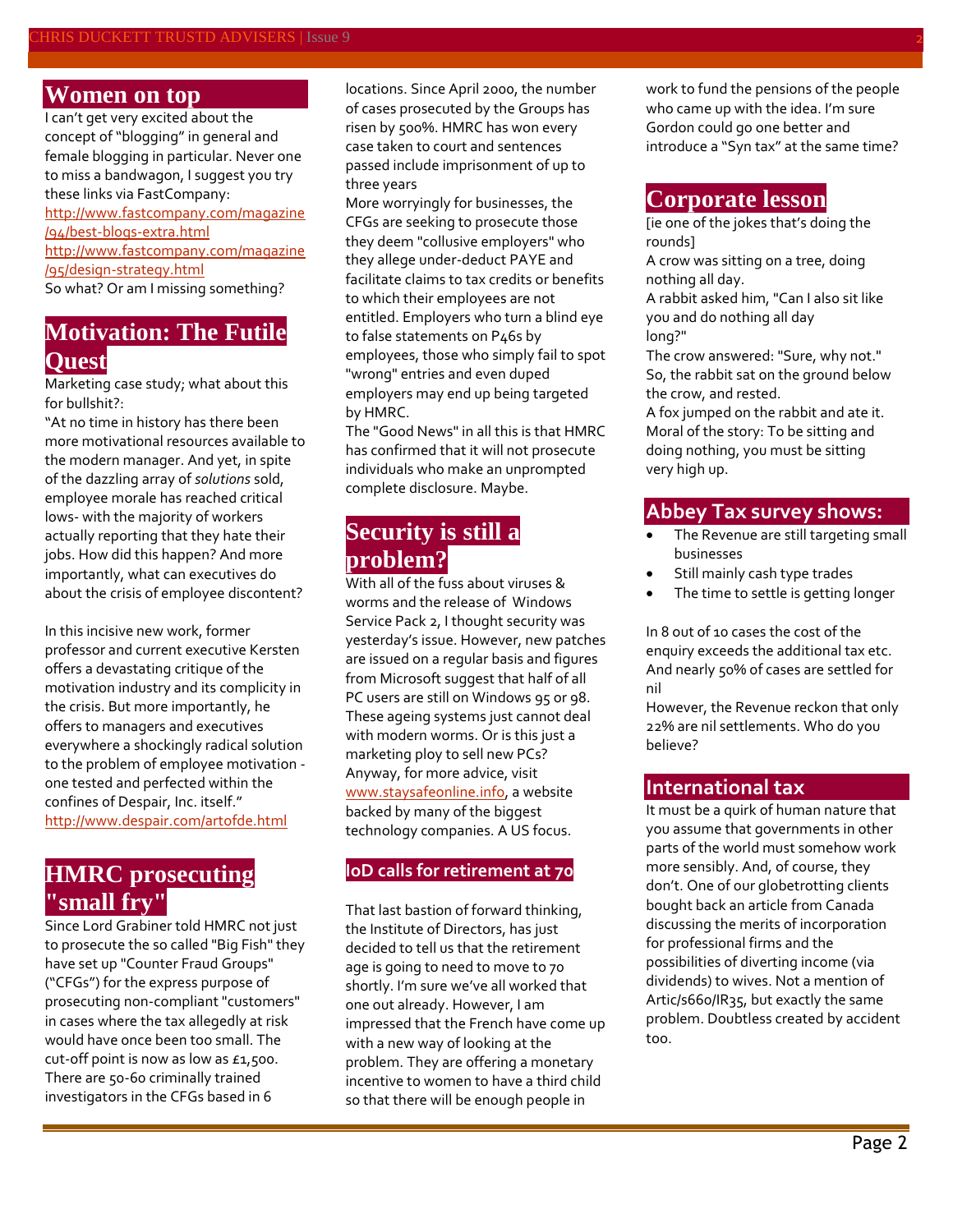## Women on top

I can't get very excited about the concept of "blogging" in general and female blogging in particular. Never one to miss a bandwagon, I suggest you try these links via FastCompany:

http://www.fastcompany.com/magazine/94/best-blogs-extra.html

http://www.fastcompany.com/magazine/95/design-strategy.html

So what? Or am I missing something?

## Motivation: The Futile Quest

Marketing case study; what about this for bullshit?:

"At no time in history has there been more motivational resources available to the modern manager. And yet, in spite of the dazzling array of *solutions* sold, employee morale has reached critical lows- with the majority of workers actually reporting that they hate their jobs. How did this happen? And more importantly, what can executives do about the crisis of employee discontent?

In this incisive new work, former professor and current executive Kersten offers a devastating critique of the motivation industry and its complicity in the crisis. But more importantly, he offers to managers and executives everywhere a shockingly radical solution to the problem of employee motivation - one tested and perfected within the confines of Despair, Inc. itself."

http://www.despair.com/artofde.html

## HMRC prosecuting "small fry"

Since Lord Grabiner told HMRC not just to prosecute the so called "Big Fish" they have set up "Counter Fraud Groups" ("CFGs") for the express purpose of prosecuting non-compliant "customers" in cases where the tax allegedly at risk would have once been too small. The cut-off point is now as low as £1,500. There are 50-60 criminally trained investigators in the CFGs based in 6 locations. Since April 2000, the number of cases prosecuted by the Groups has risen by 500%. HMRC has won every case taken to court and sentences passed include imprisonment of up to three years

More worryingly for businesses, the CFGs are seeking to prosecute those they deem "collusive employers" who they allege under-deduct PAYE and facilitate claims to tax credits or benefits to which their employees are not entitled. Employers who turn a blind eye to false statements on P46s by employees, those who simply fail to spot "wrong" entries and even duped employers may end up being targeted by HMRC.

The "Good News" in all this is that HMRC has confirmed that it will not prosecute individuals who make an unprompted complete disclosure. Maybe.

## Security is still a problem?

With all of the fuss about viruses & worms and the release of Windows Service Pack 2, I thought security was yesterday's issue. However, new patches are issued on a regular basis and figures from Microsoft suggest that half of all PC users are still on Windows 95 or 98. These ageing systems just cannot deal with modern worms. Or is this just a marketing ploy to sell new PCs? Anyway, for more advice, visit www.staysafeonline.info, a website backed by many of the biggest technology companies. A US focus.

## IoD calls for retirement at 70

That last bastion of forward thinking, the Institute of Directors, has just decided to tell us that the retirement age is going to need to move to 70 shortly. I'm sure we've all worked that one out already. However, I am impressed that the French have come up with a new way of looking at the problem. They are offering a monetary incentive to women to have a third child so that there will be enough people in work to fund the pensions of the people who came up with the idea. I'm sure Gordon could go one better and introduce a "Syn tax" at the same time?

## Corporate lesson

[ie one of the jokes that's doing the rounds]

A crow was sitting on a tree, doing nothing all day.

A rabbit asked him, "Can I also sit like you and do nothing all day long?"

The crow answered: "Sure, why not."

So, the rabbit sat on the ground below the crow, and rested.

A fox jumped on the rabbit and ate it.

Moral of the story: To be sitting and doing nothing, you must be sitting very high up.

## Abbey Tax survey shows:

- The Revenue are still targeting small businesses
- Still mainly cash type trades
- The time to settle is getting longer

In 8 out of 10 cases the cost of the enquiry exceeds the additional tax etc. And nearly 50% of cases are settled for nil

However, the Revenue reckon that only 22% are nil settlements. Who do you believe?

## International tax

It must be a quirk of human nature that you assume that governments in other parts of the world must somehow work more sensibly. And, of course, they don't. One of our globetrotting clients bought back an article from Canada discussing the merits of incorporation for professional firms and the possibilities of diverting income (via dividends) to wives. Not a mention of Artic/s660/IR35, but exactly the same problem. Doubtless created by accident too.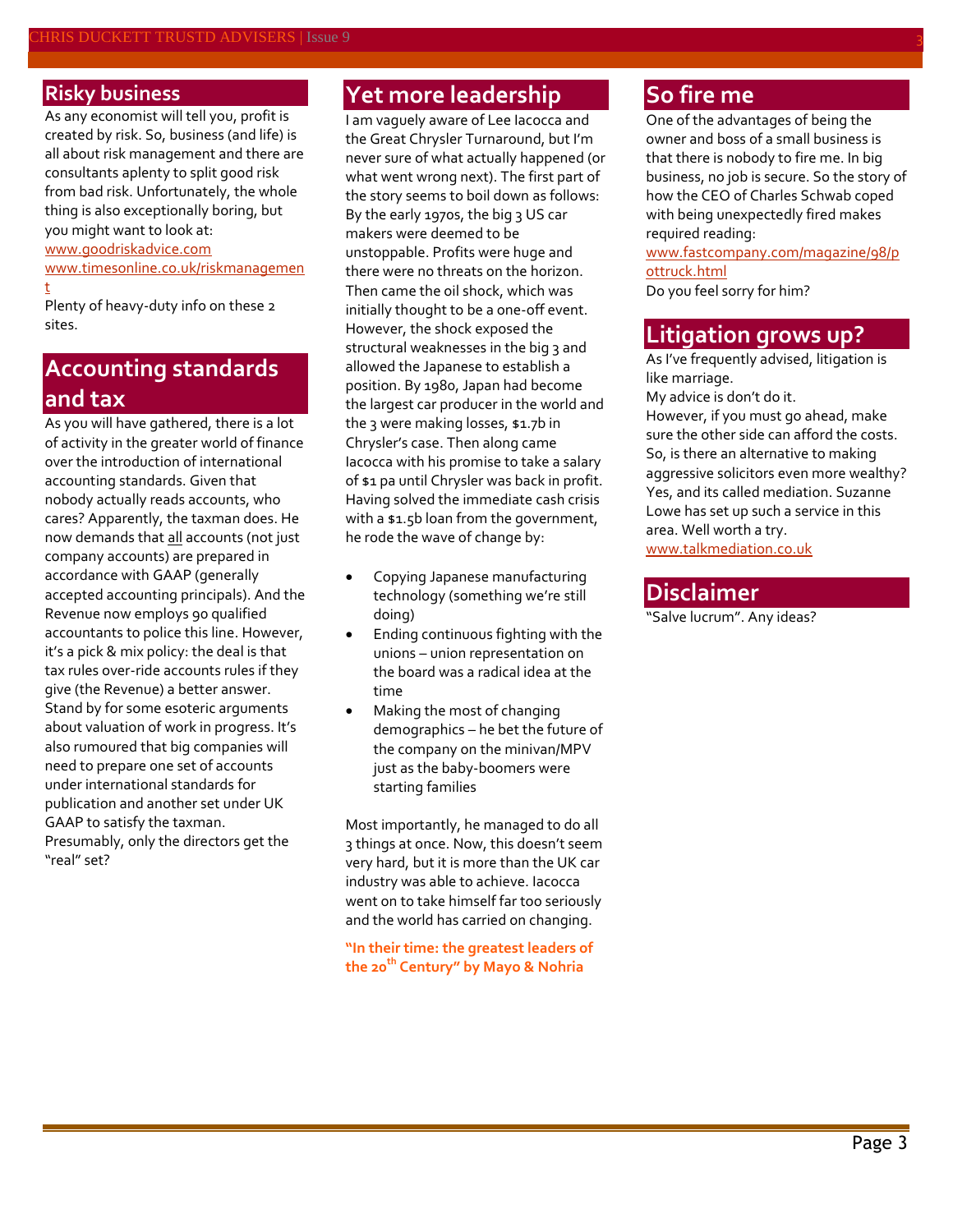## Risky business

As any economist will tell you, profit is created by risk. So, business (and life) is all about risk management and there are consultants aplenty to split good risk from bad risk. Unfortunately, the whole thing is also exceptionally boring, but you might want to look at:

www.goodriskadvice.com

www.timesonline.co.uk/riskmanagement

Plenty of heavy-duty info on these 2 sites.

## Accounting standards and tax

As you will have gathered, there is a lot of activity in the greater world of finance over the introduction of international accounting standards. Given that nobody actually reads accounts, who cares? Apparently, the taxman does. He now demands that all accounts (not just company accounts) are prepared in accordance with GAAP (generally accepted accounting principals). And the Revenue now employs 90 qualified accountants to police this line. However, it's a pick & mix policy: the deal is that tax rules over-ride accounts rules if they give (the Revenue) a better answer. Stand by for some esoteric arguments about valuation of work in progress. It's also rumoured that big companies will need to prepare one set of accounts under international standards for publication and another set under UK GAAP to satisfy the taxman. Presumably, only the directors get the "real" set?

## Yet more leadership

I am vaguely aware of Lee Iacocca and the Great Chrysler Turnaround, but I'm never sure of what actually happened (or what went wrong next). The first part of the story seems to boil down as follows: By the early 1970s, the big 3 US car makers were deemed to be unstoppable. Profits were huge and there were no threats on the horizon. Then came the oil shock, which was initially thought to be a one-off event. However, the shock exposed the structural weaknesses in the big 3 and allowed the Japanese to establish a position. By 1980, Japan had become the largest car producer in the world and the 3 were making losses, $1.7b in Chrysler's case. Then along came Iacocca with his promise to take a salary of $1 pa until Chrysler was back in profit. Having solved the immediate cash crisis with a $1.5b loan from the government, he rode the wave of change by:

- Copying Japanese manufacturing technology (something we're still doing)
- Ending continuous fighting with the unions – union representation on the board was a radical idea at the time
- Making the most of changing demographics – he bet the future of the company on the minivan/MPV just as the baby-boomers were starting families

Most importantly, he managed to do all 3 things at once. Now, this doesn't seem very hard, but it is more than the UK car industry was able to achieve. Iacocca went on to take himself far too seriously and the world has carried on changing.

**"In their time: the greatest leaders of the 20th Century" by Mayo & Nohria**

## So fire me

One of the advantages of being the owner and boss of a small business is that there is nobody to fire me. In big business, no job is secure. So the story of how the CEO of Charles Schwab coped with being unexpectedly fired makes required reading:

www.fastcompany.com/magazine/98/pottruck.html

Do you feel sorry for him?

## Litigation grows up?

As I've frequently advised, litigation is like marriage.

My advice is don't do it.

However, if you must go ahead, make sure the other side can afford the costs. So, is there an alternative to making aggressive solicitors even more wealthy? Yes, and its called mediation. Suzanne Lowe has set up such a service in this area. Well worth a try.

www.talkmediation.co.uk

## Disclaimer

"Salve lucrum". Any ideas?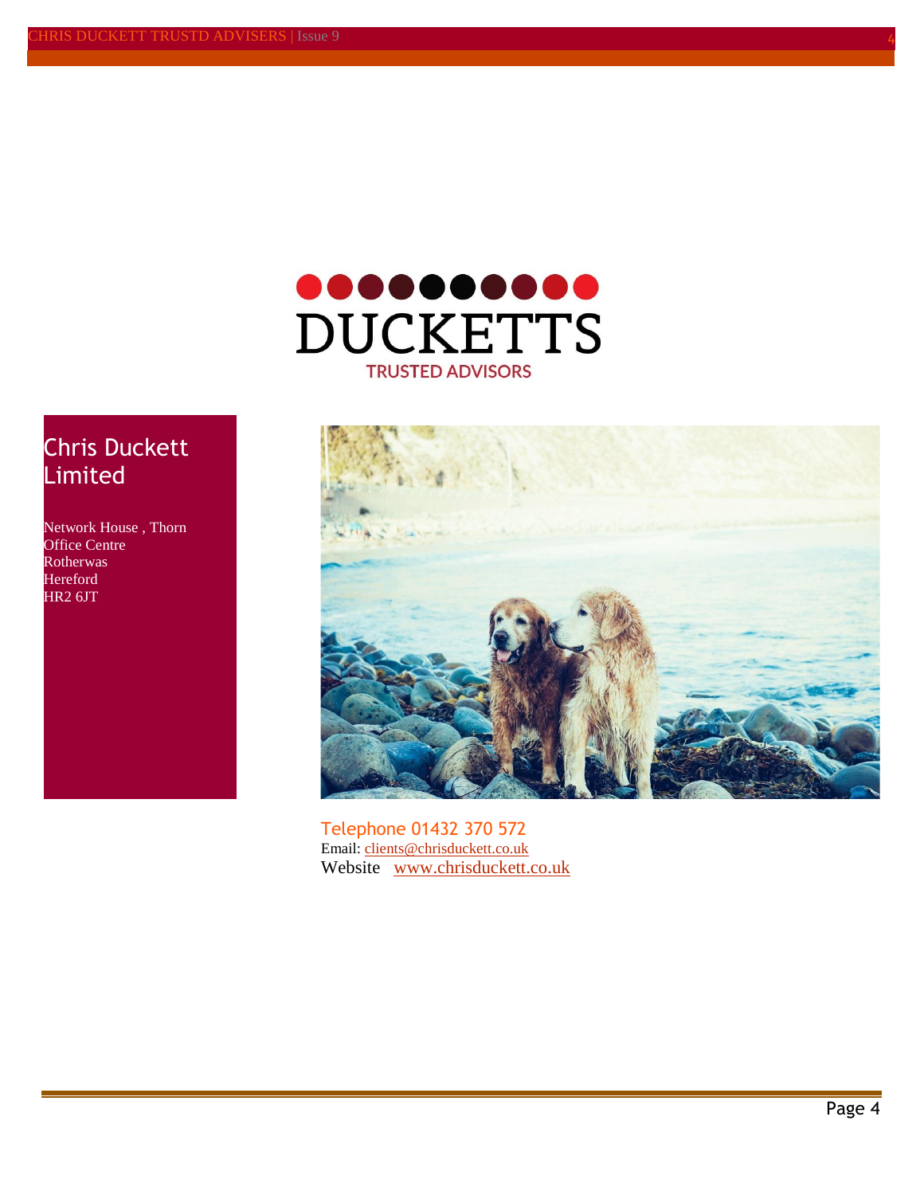DUCKETTS

TRUSTED ADVISORS

## Chris Duckett Limited

Network House , Thorn Office Centre
Rotherwas
Hereford
HR2 6JT

Telephone 01432 370 572
Email: clients@chrisduckett.co.uk
Website www.chrisduckett.co.uk